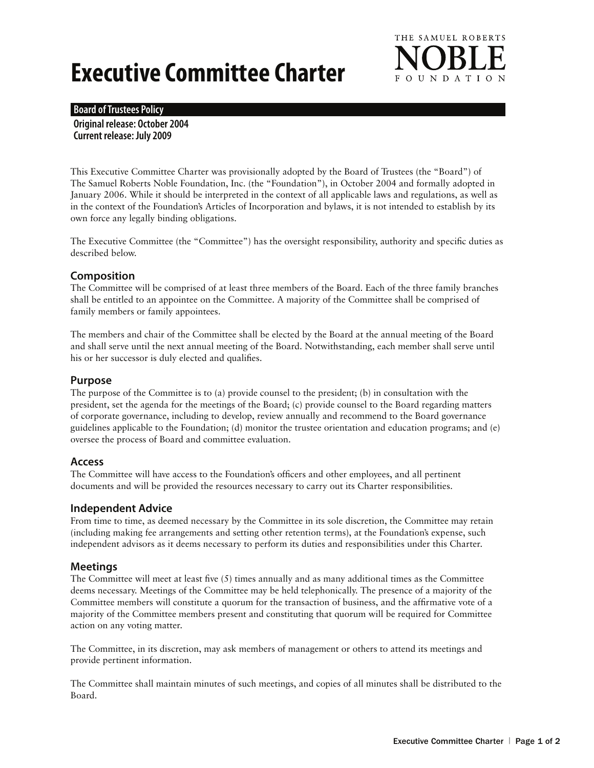# Executive Committee Charter

THE SAMUEL ROBERTS NOBLE FOUNDATION

**Board of Trustees Policy**

**Original release: October 2004**
**Current release: July 2009**

This Executive Committee Charter was provisionally adopted by the Board of Trustees (the "Board") of The Samuel Roberts Noble Foundation, Inc. (the "Foundation"), in October 2004 and formally adopted in January 2006. While it should be interpreted in the context of all applicable laws and regulations, as well as in the context of the Foundation's Articles of Incorporation and bylaws, it is not intended to establish by its own force any legally binding obligations.

The Executive Committee (the "Committee") has the oversight responsibility, authority and specific duties as described below.

## Composition

The Committee will be comprised of at least three members of the Board. Each of the three family branches shall be entitled to an appointee on the Committee. A majority of the Committee shall be comprised of family members or family appointees.

The members and chair of the Committee shall be elected by the Board at the annual meeting of the Board and shall serve until the next annual meeting of the Board. Notwithstanding, each member shall serve until his or her successor is duly elected and qualifies.

## Purpose

The purpose of the Committee is to (a) provide counsel to the president; (b) in consultation with the president, set the agenda for the meetings of the Board; (c) provide counsel to the Board regarding matters of corporate governance, including to develop, review annually and recommend to the Board governance guidelines applicable to the Foundation; (d) monitor the trustee orientation and education programs; and (e) oversee the process of Board and committee evaluation.

## Access

The Committee will have access to the Foundation's officers and other employees, and all pertinent documents and will be provided the resources necessary to carry out its Charter responsibilities.

## Independent Advice

From time to time, as deemed necessary by the Committee in its sole discretion, the Committee may retain (including making fee arrangements and setting other retention terms), at the Foundation's expense, such independent advisors as it deems necessary to perform its duties and responsibilities under this Charter.

## Meetings

The Committee will meet at least five (5) times annually and as many additional times as the Committee deems necessary. Meetings of the Committee may be held telephonically. The presence of a majority of the Committee members will constitute a quorum for the transaction of business, and the affirmative vote of a majority of the Committee members present and constituting that quorum will be required for Committee action on any voting matter.

The Committee, in its discretion, may ask members of management or others to attend its meetings and provide pertinent information.

The Committee shall maintain minutes of such meetings, and copies of all minutes shall be distributed to the Board.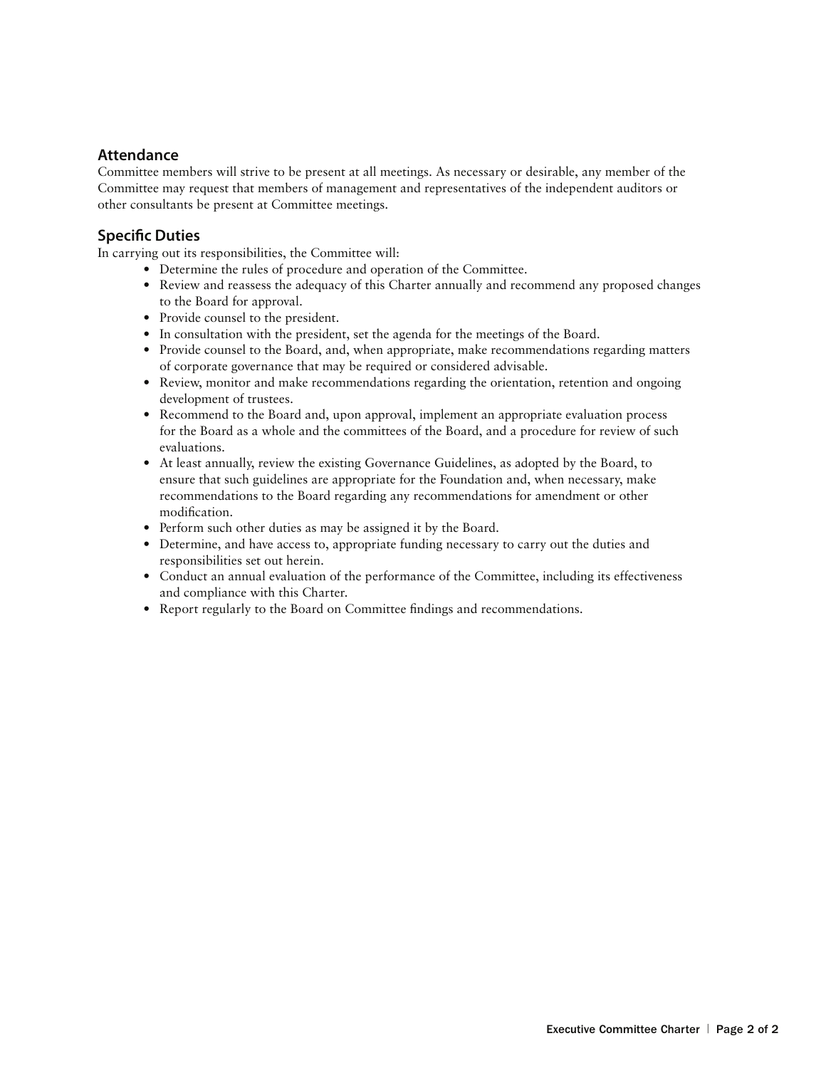## Attendance

Committee members will strive to be present at all meetings. As necessary or desirable, any member of the Committee may request that members of management and representatives of the independent auditors or other consultants be present at Committee meetings.

## Specific Duties

In carrying out its responsibilities, the Committee will:

- Determine the rules of procedure and operation of the Committee.
- Review and reassess the adequacy of this Charter annually and recommend any proposed changes to the Board for approval.
- Provide counsel to the president.
- In consultation with the president, set the agenda for the meetings of the Board.
- Provide counsel to the Board, and, when appropriate, make recommendations regarding matters of corporate governance that may be required or considered advisable.
- Review, monitor and make recommendations regarding the orientation, retention and ongoing development of trustees.
- Recommend to the Board and, upon approval, implement an appropriate evaluation process for the Board as a whole and the committees of the Board, and a procedure for review of such evaluations.
- At least annually, review the existing Governance Guidelines, as adopted by the Board, to ensure that such guidelines are appropriate for the Foundation and, when necessary, make recommendations to the Board regarding any recommendations for amendment or other modification.
- Perform such other duties as may be assigned it by the Board.
- Determine, and have access to, appropriate funding necessary to carry out the duties and responsibilities set out herein.
- Conduct an annual evaluation of the performance of the Committee, including its effectiveness and compliance with this Charter.
- Report regularly to the Board on Committee findings and recommendations.